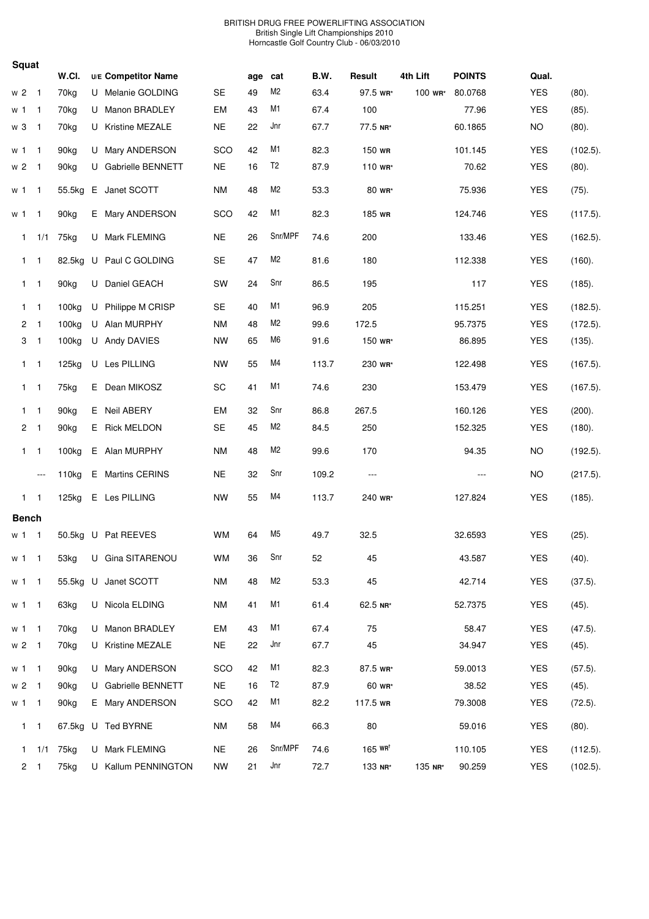BRITISH DRUG FREE POWERLIFTING ASSOCIATION
British Single Lift Championships 2010
Horncastle Golf Country Club - 06/03/2010

## Squat

| | | W.Cl. | U/E | Competitor Name | | age | cat | B.W. | Result | 4th Lift | POINTS | Qual. | |
|---|---|---|---|---|---|---|---|---|---|---|---|---|---|
| w 2 | 1 | 70kg | U | Melanie GOLDING | SE | 49 | M2 | 63.4 | 97.5 WR* | 100 WR* | 80.0768 | YES | (80). |
| w 1 | 1 | 70kg | U | Manon BRADLEY | EM | 43 | M1 | 67.4 | 100 | | 77.96 | YES | (85). |
| w 3 | 1 | 70kg | U | Kristine MEZALE | NE | 22 | Jnr | 67.7 | 77.5 NR* | | 60.1865 | NO | (80). |
| w 1 | 1 | 90kg | U | Mary ANDERSON | SCO | 42 | M1 | 82.3 | 150 WR | | 101.145 | YES | (102.5). |
| w 2 | 1 | 90kg | U | Gabrielle BENNETT | NE | 16 | T2 | 87.9 | 110 WR* | | 70.62 | YES | (80). |
| w 1 | 1 | 55.5kg | E | Janet SCOTT | NM | 48 | M2 | 53.3 | 80 WR* | | 75.936 | YES | (75). |
| w 1 | 1 | 90kg | E | Mary ANDERSON | SCO | 42 | M1 | 82.3 | 185 WR | | 124.746 | YES | (117.5). |
| 1 | 1/1 | 75kg | U | Mark FLEMING | NE | 26 | Snr/MPF | 74.6 | 200 | | 133.46 | YES | (162.5). |
| 1 | 1 | 82.5kg | U | Paul C GOLDING | SE | 47 | M2 | 81.6 | 180 | | 112.338 | YES | (160). |
| 1 | 1 | 90kg | U | Daniel GEACH | SW | 24 | Snr | 86.5 | 195 | | 117 | YES | (185). |
| 1 | 1 | 100kg | U | Philippe M CRISP | SE | 40 | M1 | 96.9 | 205 | | 115.251 | YES | (182.5). |
| 2 | 1 | 100kg | U | Alan MURPHY | NM | 48 | M2 | 99.6 | 172.5 | | 95.7375 | YES | (172.5). |
| 3 | 1 | 100kg | U | Andy DAVIES | NW | 65 | M6 | 91.6 | 150 WR* | | 86.895 | YES | (135). |
| 1 | 1 | 125kg | U | Les PILLING | NW | 55 | M4 | 113.7 | 230 WR* | | 122.498 | YES | (167.5). |
| 1 | 1 | 75kg | E | Dean MIKOSZ | SC | 41 | M1 | 74.6 | 230 | | 153.479 | YES | (167.5). |
| 1 | 1 | 90kg | E | Neil ABERY | EM | 32 | Snr | 86.8 | 267.5 | | 160.126 | YES | (200). |
| 2 | 1 | 90kg | E | Rick MELDON | SE | 45 | M2 | 84.5 | 250 | | 152.325 | YES | (180). |
| 1 | 1 | 100kg | E | Alan MURPHY | NM | 48 | M2 | 99.6 | 170 | | 94.35 | NO | (192.5). |
| | --- | 110kg | E | Martins CERINS | NE | 32 | Snr | 109.2 | --- | | --- | NO | (217.5). |
| 1 | 1 | 125kg | E | Les PILLING | NW | 55 | M4 | 113.7 | 240 WR* | | 127.824 | YES | (185). |

## Bench

| | | W.Cl. | U/E | Competitor Name | | age | cat | B.W. | Result | 4th Lift | POINTS | Qual. | |
|---|---|---|---|---|---|---|---|---|---|---|---|---|---|
| w 1 | 1 | 50.5kg | U | Pat REEVES | WM | 64 | M5 | 49.7 | 32.5 | | 32.6593 | YES | (25). |
| w 1 | 1 | 53kg | U | Gina SITARENOU | WM | 36 | Snr | 52 | 45 | | 43.587 | YES | (40). |
| w 1 | 1 | 55.5kg | U | Janet SCOTT | NM | 48 | M2 | 53.3 | 45 | | 42.714 | YES | (37.5). |
| w 1 | 1 | 63kg | U | Nicola ELDING | NM | 41 | M1 | 61.4 | 62.5 NR* | | 52.7375 | YES | (45). |
| w 1 | 1 | 70kg | U | Manon BRADLEY | EM | 43 | M1 | 67.4 | 75 | | 58.47 | YES | (47.5). |
| w 2 | 1 | 70kg | U | Kristine MEZALE | NE | 22 | Jnr | 67.7 | 45 | | 34.947 | YES | (45). |
| w 1 | 1 | 90kg | U | Mary ANDERSON | SCO | 42 | M1 | 82.3 | 87.5 WR* | | 59.0013 | YES | (57.5). |
| w 2 | 1 | 90kg | U | Gabrielle BENNETT | NE | 16 | T2 | 87.9 | 60 WR* | | 38.52 | YES | (45). |
| w 1 | 1 | 90kg | E | Mary ANDERSON | SCO | 42 | M1 | 82.2 | 117.5 WR | | 79.3008 | YES | (72.5). |
| 1 | 1 | 67.5kg | U | Ted BYRNE | NM | 58 | M4 | 66.3 | 80 | | 59.016 | YES | (80). |
| 1 | 1/1 | 75kg | U | Mark FLEMING | NE | 26 | Snr/MPF | 74.6 | 165 WR† | | 110.105 | YES | (112.5). |
| 2 | 1 | 75kg | U | Kallum PENNINGTON | NW | 21 | Jnr | 72.7 | 133 NR* | 135 NR* | 90.259 | YES | (102.5). |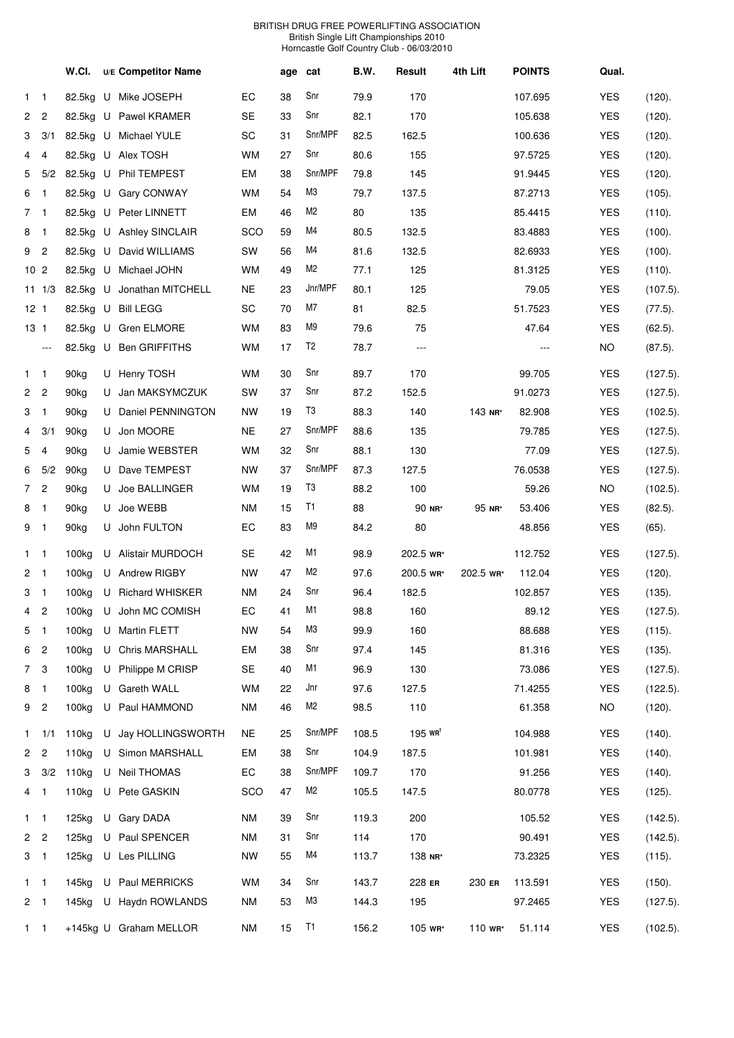BRITISH DRUG FREE POWERLIFTING ASSOCIATION
British Single Lift Championships 2010
Horncastle Golf Country Club - 06/03/2010

| | | W.Cl. | U/E | Competitor Name | | age | cat | B.W. | Result | 4th Lift | POINTS | Qual. | |
|---|---|---|---|---|---|---|---|---|---|---|---|---|---|
| 1 | 1 | 82.5kg | U | Mike JOSEPH | EC | 38 | Snr | 79.9 | 170 | | 107.695 | YES | (120). |
| 2 | 2 | 82.5kg | U | Pawel KRAMER | SE | 33 | Snr | 82.1 | 170 | | 105.638 | YES | (120). |
| 3 | 3/1 | 82.5kg | U | Michael YULE | SC | 31 | Snr/MPF | 82.5 | 162.5 | | 100.636 | YES | (120). |
| 4 | 4 | 82.5kg | U | Alex TOSH | WM | 27 | Snr | 80.6 | 155 | | 97.5725 | YES | (120). |
| 5 | 5/2 | 82.5kg | U | Phil TEMPEST | EM | 38 | Snr/MPF | 79.8 | 145 | | 91.9445 | YES | (120). |
| 6 | 1 | 82.5kg | U | Gary CONWAY | WM | 54 | M3 | 79.7 | 137.5 | | 87.2713 | YES | (105). |
| 7 | 1 | 82.5kg | U | Peter LINNETT | EM | 46 | M2 | 80 | 135 | | 85.4415 | YES | (110). |
| 8 | 1 | 82.5kg | U | Ashley SINCLAIR | SCO | 59 | M4 | 80.5 | 132.5 | | 83.4883 | YES | (100). |
| 9 | 2 | 82.5kg | U | David WILLIAMS | SW | 56 | M4 | 81.6 | 132.5 | | 82.6933 | YES | (100). |
| 10 | 2 | 82.5kg | U | Michael JOHN | WM | 49 | M2 | 77.1 | 125 | | 81.3125 | YES | (110). |
| 11 | 1/3 | 82.5kg | U | Jonathan MITCHELL | NE | 23 | Jnr/MPF | 80.1 | 125 | | 79.05 | YES | (107.5). |
| 12 | 1 | 82.5kg | U | Bill LEGG | SC | 70 | M7 | 81 | 82.5 | | 51.7523 | YES | (77.5). |
| 13 | 1 | 82.5kg | U | Gren ELMORE | WM | 83 | M9 | 79.6 | 75 | | 47.64 | YES | (62.5). |
| | --- | 82.5kg | U | Ben GRIFFITHS | WM | 17 | T2 | 78.7 | --- | | --- | NO | (87.5). |
| 1 | 1 | 90kg | U | Henry TOSH | WM | 30 | Snr | 89.7 | 170 | | 99.705 | YES | (127.5). |
| 2 | 2 | 90kg | U | Jan MAKSYMCZUK | SW | 37 | Snr | 87.2 | 152.5 | | 91.0273 | YES | (127.5). |
| 3 | 1 | 90kg | U | Daniel PENNINGTON | NW | 19 | T3 | 88.3 | 140 | 143 **NR*** | 82.908 | YES | (102.5). |
| 4 | 3/1 | 90kg | U | Jon MOORE | NE | 27 | Snr/MPF | 88.6 | 135 | | 79.785 | YES | (127.5). |
| 5 | 4 | 90kg | U | Jamie WEBSTER | WM | 32 | Snr | 88.1 | 130 | | 77.09 | YES | (127.5). |
| 6 | 5/2 | 90kg | U | Dave TEMPEST | NW | 37 | Snr/MPF | 87.3 | 127.5 | | 76.0538 | YES | (127.5). |
| 7 | 2 | 90kg | U | Joe BALLINGER | WM | 19 | T3 | 88.2 | 100 | | 59.26 | NO | (102.5). |
| 8 | 1 | 90kg | U | Joe WEBB | NM | 15 | T1 | 88 | 90 **NR*** | 95 **NR*** | 53.406 | YES | (82.5). |
| 9 | 1 | 90kg | U | John FULTON | EC | 83 | M9 | 84.2 | 80 | | 48.856 | YES | (65). |
| 1 | 1 | 100kg | U | Alistair MURDOCH | SE | 42 | M1 | 98.9 | 202.5 **WR*** | | 112.752 | YES | (127.5). |
| 2 | 1 | 100kg | U | Andrew RIGBY | NW | 47 | M2 | 97.6 | 200.5 **WR*** | 202.5 **WR*** | 112.04 | YES | (120). |
| 3 | 1 | 100kg | U | Richard WHISKER | NM | 24 | Snr | 96.4 | 182.5 | | 102.857 | YES | (135). |
| 4 | 2 | 100kg | U | John MC COMISH | EC | 41 | M1 | 98.8 | 160 | | 89.12 | YES | (127.5). |
| 5 | 1 | 100kg | U | Martin FLETT | NW | 54 | M3 | 99.9 | 160 | | 88.688 | YES | (115). |
| 6 | 2 | 100kg | U | Chris MARSHALL | EM | 38 | Snr | 97.4 | 145 | | 81.316 | YES | (135). |
| 7 | 3 | 100kg | U | Philippe M CRISP | SE | 40 | M1 | 96.9 | 130 | | 73.086 | YES | (127.5). |
| 8 | 1 | 100kg | U | Gareth WALL | WM | 22 | Jnr | 97.6 | 127.5 | | 71.4255 | YES | (122.5). |
| 9 | 2 | 100kg | U | Paul HAMMOND | NM | 46 | M2 | 98.5 | 110 | | 61.358 | NO | (120). |
| 1 | 1/1 | 110kg | U | Jay HOLLINGSWORTH | NE | 25 | Snr/MPF | 108.5 | 195 WR† | | 104.988 | YES | (140). |
| 2 | 2 | 110kg | U | Simon MARSHALL | EM | 38 | Snr | 104.9 | 187.5 | | 101.981 | YES | (140). |
| 3 | 3/2 | 110kg | U | Neil THOMAS | EC | 38 | Snr/MPF | 109.7 | 170 | | 91.256 | YES | (140). |
| 4 | 1 | 110kg | U | Pete GASKIN | SCO | 47 | M2 | 105.5 | 147.5 | | 80.0778 | YES | (125). |
| 1 | 1 | 125kg | U | Gary DADA | NM | 39 | Snr | 119.3 | 200 | | 105.52 | YES | (142.5). |
| 2 | 2 | 125kg | U | Paul SPENCER | NM | 31 | Snr | 114 | 170 | | 90.491 | YES | (142.5). |
| 3 | 1 | 125kg | U | Les PILLING | NW | 55 | M4 | 113.7 | 138 **NR*** | | 73.2325 | YES | (115). |
| 1 | 1 | 145kg | U | Paul MERRICKS | WM | 34 | Snr | 143.7 | 228 **ER** | 230 **ER** | 113.591 | YES | (150). |
| 2 | 1 | 145kg | U | Haydn ROWLANDS | NM | 53 | M3 | 144.3 | 195 | | 97.2465 | YES | (127.5). |
| 1 | 1 | +145kg | U | Graham MELLOR | NM | 15 | T1 | 156.2 | 105 **WR*** | 110 **WR*** | 51.114 | YES | (102.5). |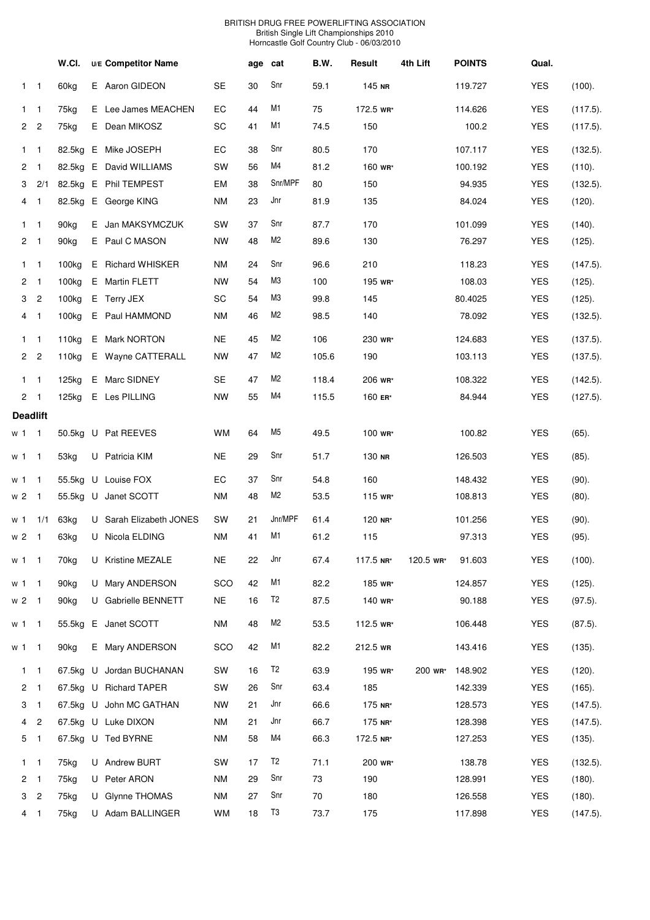BRITISH DRUG FREE POWERLIFTING ASSOCIATION
British Single Lift Championships 2010
Horncastle Golf Country Club - 06/03/2010

| | | W.Cl. | U/E | Competitor Name | | age | cat | B.W. | Result | 4th Lift | POINTS | Qual. | |
|---|---|---|---|---|---|---|---|---|---|---|---|---|---|
| 1 | 1 | 60kg | E | Aaron GIDEON | SE | 30 | Snr | 59.1 | 145 NR | | 119.727 | YES | (100). |
| 1 | 1 | 75kg | E | Lee James MEACHEN | EC | 44 | M1 | 75 | 172.5 WR* | | 114.626 | YES | (117.5). |
| 2 | 2 | 75kg | E | Dean MIKOSZ | SC | 41 | M1 | 74.5 | 150 | | 100.2 | YES | (117.5). |
| 1 | 1 | 82.5kg | E | Mike JOSEPH | EC | 38 | Snr | 80.5 | 170 | | 107.117 | YES | (132.5). |
| 2 | 1 | 82.5kg | E | David WILLIAMS | SW | 56 | M4 | 81.2 | 160 WR* | | 100.192 | YES | (110). |
| 3 | 2/1 | 82.5kg | E | Phil TEMPEST | EM | 38 | Snr/MPF | 80 | 150 | | 94.935 | YES | (132.5). |
| 4 | 1 | 82.5kg | E | George KING | NM | 23 | Jnr | 81.9 | 135 | | 84.024 | YES | (120). |
| 1 | 1 | 90kg | E | Jan MAKSYMCZUK | SW | 37 | Snr | 87.7 | 170 | | 101.099 | YES | (140). |
| 2 | 1 | 90kg | E | Paul C MASON | NW | 48 | M2 | 89.6 | 130 | | 76.297 | YES | (125). |
| 1 | 1 | 100kg | E | Richard WHISKER | NM | 24 | Snr | 96.6 | 210 | | 118.23 | YES | (147.5). |
| 2 | 1 | 100kg | E | Martin FLETT | NW | 54 | M3 | 100 | 195 WR* | | 108.03 | YES | (125). |
| 3 | 2 | 100kg | E | Terry JEX | SC | 54 | M3 | 99.8 | 145 | | 80.4025 | YES | (125). |
| 4 | 1 | 100kg | E | Paul HAMMOND | NM | 46 | M2 | 98.5 | 140 | | 78.092 | YES | (132.5). |
| 1 | 1 | 110kg | E | Mark NORTON | NE | 45 | M2 | 106 | 230 WR* | | 124.683 | YES | (137.5). |
| 2 | 2 | 110kg | E | Wayne CATTERALL | NW | 47 | M2 | 105.6 | 190 | | 103.113 | YES | (137.5). |
| 1 | 1 | 125kg | E | Marc SIDNEY | SE | 47 | M2 | 118.4 | 206 WR* | | 108.322 | YES | (142.5). |
| 2 | 1 | 125kg | E | Les PILLING | NW | 55 | M4 | 115.5 | 160 ER* | | 84.944 | YES | (127.5). |
| **Deadlift** | | | | | | | | | | | | | |
| w 1 | 1 | 50.5kg | U | Pat REEVES | WM | 64 | M5 | 49.5 | 100 WR* | | 100.82 | YES | (65). |
| w 1 | 1 | 53kg | U | Patricia KIM | NE | 29 | Snr | 51.7 | 130 NR | | 126.503 | YES | (85). |
| w 1 | 1 | 55.5kg | U | Louise FOX | EC | 37 | Snr | 54.8 | 160 | | 148.432 | YES | (90). |
| w 2 | 1 | 55.5kg | U | Janet SCOTT | NM | 48 | M2 | 53.5 | 115 WR* | | 108.813 | YES | (80). |
| w 1 | 1/1 | 63kg | U | Sarah Elizabeth JONES | SW | 21 | Jnr/MPF | 61.4 | 120 NR* | | 101.256 | YES | (90). |
| w 2 | 1 | 63kg | U | Nicola ELDING | NM | 41 | M1 | 61.2 | 115 | | 97.313 | YES | (95). |
| w 1 | 1 | 70kg | U | Kristine MEZALE | NE | 22 | Jnr | 67.4 | 117.5 NR* | 120.5 WR* | 91.603 | YES | (100). |
| w 1 | 1 | 90kg | U | Mary ANDERSON | SCO | 42 | M1 | 82.2 | 185 WR* | | 124.857 | YES | (125). |
| w 2 | 1 | 90kg | U | Gabrielle BENNETT | NE | 16 | T2 | 87.5 | 140 WR* | | 90.188 | YES | (97.5). |
| w 1 | 1 | 55.5kg | E | Janet SCOTT | NM | 48 | M2 | 53.5 | 112.5 WR* | | 106.448 | YES | (87.5). |
| w 1 | 1 | 90kg | E | Mary ANDERSON | SCO | 42 | M1 | 82.2 | 212.5 WR | | 143.416 | YES | (135). |
| 1 | 1 | 67.5kg | U | Jordan BUCHANAN | SW | 16 | T2 | 63.9 | 195 WR* | 200 WR* | 148.902 | YES | (120). |
| 2 | 1 | 67.5kg | U | Richard TAPER | SW | 26 | Snr | 63.4 | 185 | | 142.339 | YES | (165). |
| 3 | 1 | 67.5kg | U | John MC GATHAN | NW | 21 | Jnr | 66.6 | 175 NR* | | 128.573 | YES | (147.5). |
| 4 | 2 | 67.5kg | U | Luke DIXON | NM | 21 | Jnr | 66.7 | 175 NR* | | 128.398 | YES | (147.5). |
| 5 | 1 | 67.5kg | U | Ted BYRNE | NM | 58 | M4 | 66.3 | 172.5 NR* | | 127.253 | YES | (135). |
| 1 | 1 | 75kg | U | Andrew BURT | SW | 17 | T2 | 71.1 | 200 WR* | | 138.78 | YES | (132.5). |
| 2 | 1 | 75kg | U | Peter ARON | NM | 29 | Snr | 73 | 190 | | 128.991 | YES | (180). |
| 3 | 2 | 75kg | U | Glynne THOMAS | NM | 27 | Snr | 70 | 180 | | 126.558 | YES | (180). |
| 4 | 1 | 75kg | U | Adam BALLINGER | WM | 18 | T3 | 73.7 | 175 | | 117.898 | YES | (147.5). |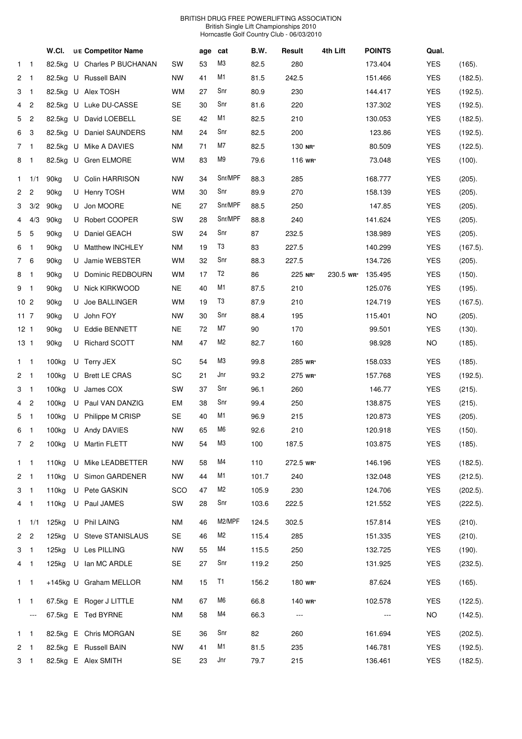BRITISH DRUG FREE POWERLIFTING ASSOCIATION
British Single Lift Championships 2010
Horncastle Golf Country Club - 06/03/2010

| | | W.Cl. | U/E | Competitor Name | | age | cat | B.W. | Result | 4th Lift | POINTS | Qual. | |
|---|---|---|---|---|---|---|---|---|---|---|---|---|---|
| 1 | 1 | 82.5kg | U | Charles P BUCHANAN | SW | 53 | M3 | 82.5 | 280 | | 173.404 | YES | (165). |
| 2 | 1 | 82.5kg | U | Russell BAIN | NW | 41 | M1 | 81.5 | 242.5 | | 151.466 | YES | (182.5). |
| 3 | 1 | 82.5kg | U | Alex TOSH | WM | 27 | Snr | 80.9 | 230 | | 144.417 | YES | (192.5). |
| 4 | 2 | 82.5kg | U | Luke DU-CASSE | SE | 30 | Snr | 81.6 | 220 | | 137.302 | YES | (192.5). |
| 5 | 2 | 82.5kg | U | David LOEBELL | SE | 42 | M1 | 82.5 | 210 | | 130.053 | YES | (182.5). |
| 6 | 3 | 82.5kg | U | Daniel SAUNDERS | NM | 24 | Snr | 82.5 | 200 | | 123.86 | YES | (192.5). |
| 7 | 1 | 82.5kg | U | Mike A DAVIES | NM | 71 | M7 | 82.5 | 130 NR* | | 80.509 | YES | (122.5). |
| 8 | 1 | 82.5kg | U | Gren ELMORE | WM | 83 | M9 | 79.6 | 116 WR* | | 73.048 | YES | (100). |
| 1 | 1/1 | 90kg | U | Colin HARRISON | NW | 34 | Snr/MPF | 88.3 | 285 | | 168.777 | YES | (205). |
| 2 | 2 | 90kg | U | Henry TOSH | WM | 30 | Snr | 89.9 | 270 | | 158.139 | YES | (205). |
| 3 | 3/2 | 90kg | U | Jon MOORE | NE | 27 | Snr/MPF | 88.5 | 250 | | 147.85 | YES | (205). |
| 4 | 4/3 | 90kg | U | Robert COOPER | SW | 28 | Snr/MPF | 88.8 | 240 | | 141.624 | YES | (205). |
| 5 | 5 | 90kg | U | Daniel GEACH | SW | 24 | Snr | 87 | 232.5 | | 138.989 | YES | (205). |
| 6 | 1 | 90kg | U | Matthew INCHLEY | NM | 19 | T3 | 83 | 227.5 | | 140.299 | YES | (167.5). |
| 7 | 6 | 90kg | U | Jamie WEBSTER | WM | 32 | Snr | 88.3 | 227.5 | | 134.726 | YES | (205). |
| 8 | 1 | 90kg | U | Dominic REDBOURN | WM | 17 | T2 | 86 | 225 NR* | 230.5 WR* | 135.495 | YES | (150). |
| 9 | 1 | 90kg | U | Nick KIRKWOOD | NE | 40 | M1 | 87.5 | 210 | | 125.076 | YES | (195). |
| 10 | 2 | 90kg | U | Joe BALLINGER | WM | 19 | T3 | 87.9 | 210 | | 124.719 | YES | (167.5). |
| 11 | 7 | 90kg | U | John FOY | NW | 30 | Snr | 88.4 | 195 | | 115.401 | NO | (205). |
| 12 | 1 | 90kg | U | Eddie BENNETT | NE | 72 | M7 | 90 | 170 | | 99.501 | YES | (130). |
| 13 | 1 | 90kg | U | Richard SCOTT | NM | 47 | M2 | 82.7 | 160 | | 98.928 | NO | (185). |
| 1 | 1 | 100kg | U | Terry JEX | SC | 54 | M3 | 99.8 | 285 WR* | | 158.033 | YES | (185). |
| 2 | 1 | 100kg | U | Brett LE CRAS | SC | 21 | Jnr | 93.2 | 275 WR* | | 157.768 | YES | (192.5). |
| 3 | 1 | 100kg | U | James COX | SW | 37 | Snr | 96.1 | 260 | | 146.77 | YES | (215). |
| 4 | 2 | 100kg | U | Paul VAN DANZIG | EM | 38 | Snr | 99.4 | 250 | | 138.875 | YES | (215). |
| 5 | 1 | 100kg | U | Philippe M CRISP | SE | 40 | M1 | 96.9 | 215 | | 120.873 | YES | (205). |
| 6 | 1 | 100kg | U | Andy DAVIES | NW | 65 | M6 | 92.6 | 210 | | 120.918 | YES | (150). |
| 7 | 2 | 100kg | U | Martin FLETT | NW | 54 | M3 | 100 | 187.5 | | 103.875 | YES | (185). |
| 1 | 1 | 110kg | U | Mike LEADBETTER | NW | 58 | M4 | 110 | 272.5 WR* | | 146.196 | YES | (182.5). |
| 2 | 1 | 110kg | U | Simon GARDENER | NW | 44 | M1 | 101.7 | 240 | | 132.048 | YES | (212.5). |
| 3 | 1 | 110kg | U | Pete GASKIN | SCO | 47 | M2 | 105.9 | 230 | | 124.706 | YES | (202.5). |
| 4 | 1 | 110kg | U | Paul JAMES | SW | 28 | Snr | 103.6 | 222.5 | | 121.552 | YES | (222.5). |
| 1 | 1/1 | 125kg | U | Phil LAING | NM | 46 | M2/MPF | 124.5 | 302.5 | | 157.814 | YES | (210). |
| 2 | 2 | 125kg | U | Steve STANISLAUS | SE | 46 | M2 | 115.4 | 285 | | 151.335 | YES | (210). |
| 3 | 1 | 125kg | U | Les PILLING | NW | 55 | M4 | 115.5 | 250 | | 132.725 | YES | (190). |
| 4 | 1 | 125kg | U | Ian MC ARDLE | SE | 27 | Snr | 119.2 | 250 | | 131.925 | YES | (232.5). |
| 1 | 1 | +145kg | U | Graham MELLOR | NM | 15 | T1 | 156.2 | 180 WR* | | 87.624 | YES | (165). |
| 1 | 1 | 67.5kg | E | Roger J LITTLE | NM | 67 | M6 | 66.8 | 140 WR* | | 102.578 | YES | (122.5). |
| | --- | 67.5kg | E | Ted BYRNE | NM | 58 | M4 | 66.3 | --- | | --- | NO | (142.5). |
| 1 | 1 | 82.5kg | E | Chris MORGAN | SE | 36 | Snr | 82 | 260 | | 161.694 | YES | (202.5). |
| 2 | 1 | 82.5kg | E | Russell BAIN | NW | 41 | M1 | 81.5 | 235 | | 146.781 | YES | (192.5). |
| 3 | 1 | 82.5kg | E | Alex SMITH | SE | 23 | Jnr | 79.7 | 215 | | 136.461 | YES | (182.5). |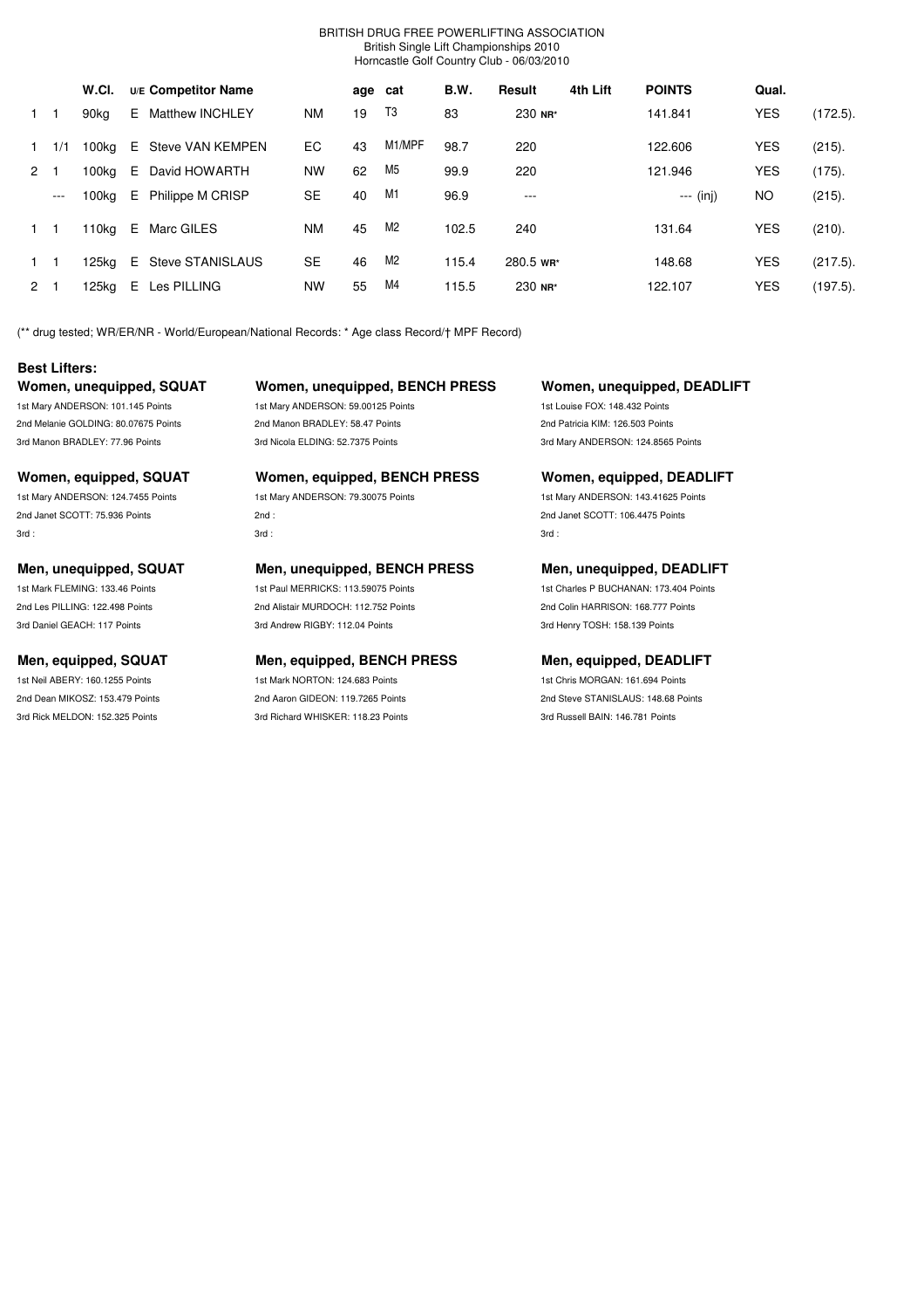BRITISH DRUG FREE POWERLIFTING ASSOCIATION
British Single Lift Championships 2010
Horncastle Golf Country Club - 06/03/2010

| | | W.Cl. | U/E | Competitor Name | | age | cat | B.W. | Result | 4th Lift | POINTS | Qual. | |
|---|---|---|---|---|---|---|---|---|---|---|---|---|---|
| 1 | 1 | 90kg | E | Matthew INCHLEY | NM | 19 | T3 | 83 | 230 NR* | | 141.841 | YES | (172.5). |
| 1 | 1/1 | 100kg | E | Steve VAN KEMPEN | EC | 43 | M1/MPF | 98.7 | 220 | | 122.606 | YES | (215). |
| 2 | 1 | 100kg | E | David HOWARTH | NW | 62 | M5 | 99.9 | 220 | | 121.946 | YES | (175). |
| | --- | 100kg | E | Philippe M CRISP | SE | 40 | M1 | 96.9 | --- | | --- (inj) | NO | (215). |
| 1 | 1 | 110kg | E | Marc GILES | NM | 45 | M2 | 102.5 | 240 | | 131.64 | YES | (210). |
| 1 | 1 | 125kg | E | Steve STANISLAUS | SE | 46 | M2 | 115.4 | 280.5 WR* | | 148.68 | YES | (217.5). |
| 2 | 1 | 125kg | E | Les PILLING | NW | 55 | M4 | 115.5 | 230 NR* | | 122.107 | YES | (197.5). |

(** drug tested; WR/ER/NR - World/European/National Records: * Age class Record/† MPF Record)

**Best Lifters:**

**Women, unequipped, SQUAT**
1st Mary ANDERSON: 101.145 Points
2nd Melanie GOLDING: 80.07675 Points
3rd Manon BRADLEY: 77.96 Points

**Women, unequipped, BENCH PRESS**
1st Mary ANDERSON: 59.00125 Points
2nd Manon BRADLEY: 58.47 Points
3rd Nicola ELDING: 52.7375 Points

**Women, unequipped, DEADLIFT**
1st Louise FOX: 148.432 Points
2nd Patricia KIM: 126.503 Points
3rd Mary ANDERSON: 124.8565 Points

**Women, equipped, SQUAT**
1st Mary ANDERSON: 124.7455 Points
2nd Janet SCOTT: 75.936 Points
3rd :

**Women, equipped, BENCH PRESS**
1st Mary ANDERSON: 79.30075 Points
2nd :
3rd :

**Women, equipped, DEADLIFT**
1st Mary ANDERSON: 143.41625 Points
2nd Janet SCOTT: 106.4475 Points
3rd :

**Men, unequipped, SQUAT**
1st Mark FLEMING: 133.46 Points
2nd Les PILLING: 122.498 Points
3rd Daniel GEACH: 117 Points

**Men, unequipped, BENCH PRESS**
1st Paul MERRICKS: 113.59075 Points
2nd Alistair MURDOCH: 112.752 Points
3rd Andrew RIGBY: 112.04 Points

**Men, unequipped, DEADLIFT**
1st Charles P BUCHANAN: 173.404 Points
2nd Colin HARRISON: 168.777 Points
3rd Henry TOSH: 158.139 Points

**Men, equipped, SQUAT**
1st Neil ABERY: 160.1255 Points
2nd Dean MIKOSZ: 153.479 Points
3rd Rick MELDON: 152.325 Points

**Men, equipped, BENCH PRESS**
1st Mark NORTON: 124.683 Points
2nd Aaron GIDEON: 119.7265 Points
3rd Richard WHISKER: 118.23 Points

**Men, equipped, DEADLIFT**
1st Chris MORGAN: 161.694 Points
2nd Steve STANISLAUS: 148.68 Points
3rd Russell BAIN: 146.781 Points